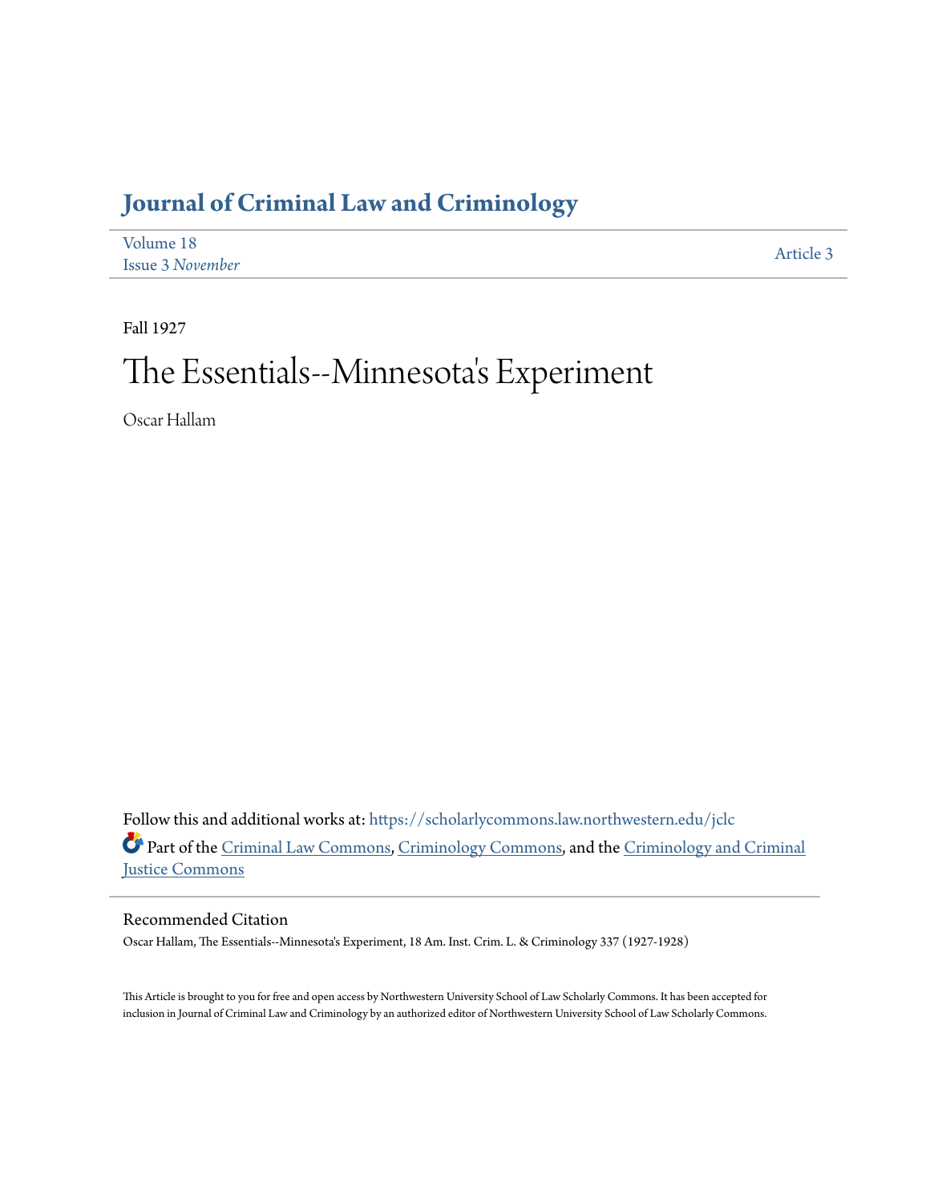# Journal of Criminal Law and Criminology

Volume 18
Issue 3 *November*

Article 3

Fall 1927

# The Essentials--Minnesota's Experiment

Oscar Hallam

Follow this and additional works at: https://scholarlycommons.law.northwestern.edu/jclc

Part of the Criminal Law Commons, Criminology Commons, and the Criminology and Criminal Justice Commons

## Recommended Citation

Oscar Hallam, The Essentials--Minnesota's Experiment, 18 Am. Inst. Crim. L. & Criminology 337 (1927-1928)

This Article is brought to you for free and open access by Northwestern University School of Law Scholarly Commons. It has been accepted for inclusion in Journal of Criminal Law and Criminology by an authorized editor of Northwestern University School of Law Scholarly Commons.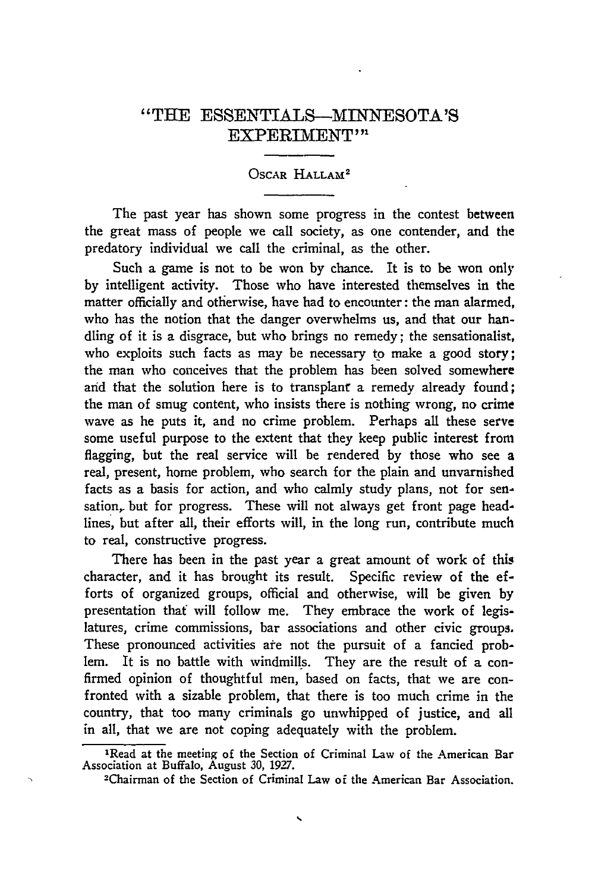# "THE ESSENTIALS—MINNESOTA'S EXPERIMENT"[1]

OSCAR HALLAM[2]

The past year has shown some progress in the contest between the great mass of people we call society, as one contender, and the predatory individual we call the criminal, as the other.

Such a game is not to be won by chance. It is to be won only by intelligent activity. Those who have interested themselves in the matter officially and otherwise, have had to encounter: the man alarmed, who has the notion that the danger overwhelms us, and that our handling of it is a disgrace, but who brings no remedy; the sensationalist, who exploits such facts as may be necessary to make a good story; the man who conceives that the problem has been solved somewhere and that the solution here is to transplant a remedy already found; the man of smug content, who insists there is nothing wrong, no crime wave as he puts it, and no crime problem. Perhaps all these serve some useful purpose to the extent that they keep public interest from flagging, but the real service will be rendered by those who see a real, present, home problem, who search for the plain and unvarnished facts as a basis for action, and who calmly study plans, not for sensation, but for progress. These will not always get front page headlines, but after all, their efforts will, in the long run, contribute much to real, constructive progress.

There has been in the past year a great amount of work of this character, and it has brought its result. Specific review of the efforts of organized groups, official and otherwise, will be given by presentation that will follow me. They embrace the work of legislatures, crime commissions, bar associations and other civic groups. These pronounced activities are not the pursuit of a fancied problem. It is no battle with windmills. They are the result of a confirmed opinion of thoughtful men, based on facts, that we are confronted with a sizable problem, that there is too much crime in the country, that too many criminals go unwhipped of justice, and all in all, that we are not coping adequately with the problem.

---

[1]Read at the meeting of the Section of Criminal Law of the American Bar Association at Buffalo, August 30, 1927.

[2]Chairman of the Section of Criminal Law of the American Bar Association.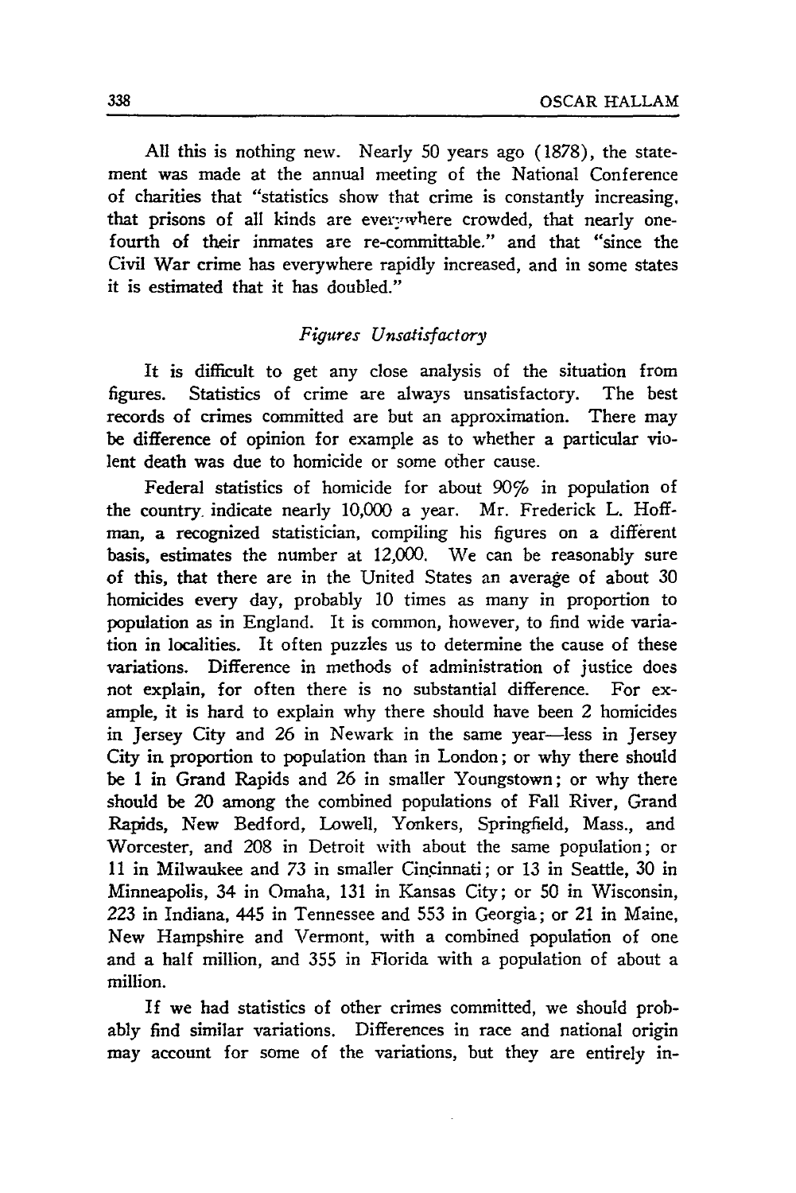All this is nothing new. Nearly 50 years ago (1878), the statement was made at the annual meeting of the National Conference of charities that "statistics show that crime is constantly increasing, that prisons of all kinds are everywhere crowded, that nearly one-fourth of their inmates are re-committable." and that "since the Civil War crime has everywhere rapidly increased, and in some states it is estimated that it has doubled."

### *Figures Unsatisfactory*

It is difficult to get any close analysis of the situation from figures. Statistics of crime are always unsatisfactory. The best records of crimes committed are but an approximation. There may be difference of opinion for example as to whether a particular violent death was due to homicide or some other cause.

Federal statistics of homicide for about 90% in population of the country indicate nearly 10,000 a year. Mr. Frederick L. Hoffman, a recognized statistician, compiling his figures on a different basis, estimates the number at 12,000. We can be reasonably sure of this, that there are in the United States an average of about 30 homicides every day, probably 10 times as many in proportion to population as in England. It is common, however, to find wide variation in localities. It often puzzles us to determine the cause of these variations. Difference in methods of administration of justice does not explain, for often there is no substantial difference. For example, it is hard to explain why there should have been 2 homicides in Jersey City and 26 in Newark in the same year—less in Jersey City in proportion to population than in London; or why there should be 1 in Grand Rapids and 26 in smaller Youngstown; or why there should be 20 among the combined populations of Fall River, Grand Rapids, New Bedford, Lowell, Yonkers, Springfield, Mass., and Worcester, and 208 in Detroit with about the same population; or 11 in Milwaukee and 73 in smaller Cincinnati; or 13 in Seattle, 30 in Minneapolis, 34 in Omaha, 131 in Kansas City; or 50 in Wisconsin, 223 in Indiana, 445 in Tennessee and 553 in Georgia; or 21 in Maine, New Hampshire and Vermont, with a combined population of one and a half million, and 355 in Florida with a population of about a million.

If we had statistics of other crimes committed, we should probably find similar variations. Differences in race and national origin may account for some of the variations, but they are entirely in-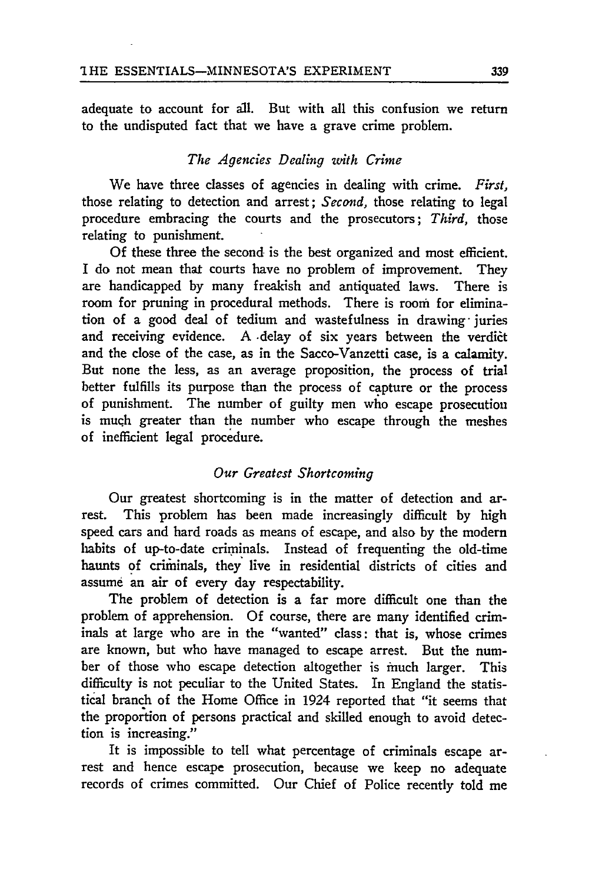adequate to account for all. But with all this confusion we return to the undisputed fact that we have a grave crime problem.

### *The Agencies Dealing with Crime*

We have three classes of agencies in dealing with crime. *First,* those relating to detection and arrest; *Second,* those relating to legal procedure embracing the courts and the prosecutors; *Third,* those relating to punishment.

Of these three the second is the best organized and most efficient. I do not mean that courts have no problem of improvement. They are handicapped by many freakish and antiquated laws. There is room for pruning in procedural methods. There is room for elimination of a good deal of tedium and wastefulness in drawing juries and receiving evidence. A delay of six years between the verdict and the close of the case, as in the Sacco-Vanzetti case, is a calamity. But none the less, as an average proposition, the process of trial better fulfills its purpose than the process of capture or the process of punishment. The number of guilty men who escape prosecution is much greater than the number who escape through the meshes of inefficient legal procedure.

### *Our Greatest Shortcoming*

Our greatest shortcoming is in the matter of detection and arrest. This problem has been made increasingly difficult by high speed cars and hard roads as means of escape, and also by the modern habits of up-to-date criminals. Instead of frequenting the old-time haunts of criminals, they live in residential districts of cities and assume an air of every day respectability.

The problem of detection is a far more difficult one than the problem of apprehension. Of course, there are many identified criminals at large who are in the "wanted" class: that is, whose crimes are known, but who have managed to escape arrest. But the number of those who escape detection altogether is much larger. This difficulty is not peculiar to the United States. In England the statistical branch of the Home Office in 1924 reported that "it seems that the proportion of persons practical and skilled enough to avoid detection is increasing."

It is impossible to tell what percentage of criminals escape arrest and hence escape prosecution, because we keep no adequate records of crimes committed. Our Chief of Police recently told me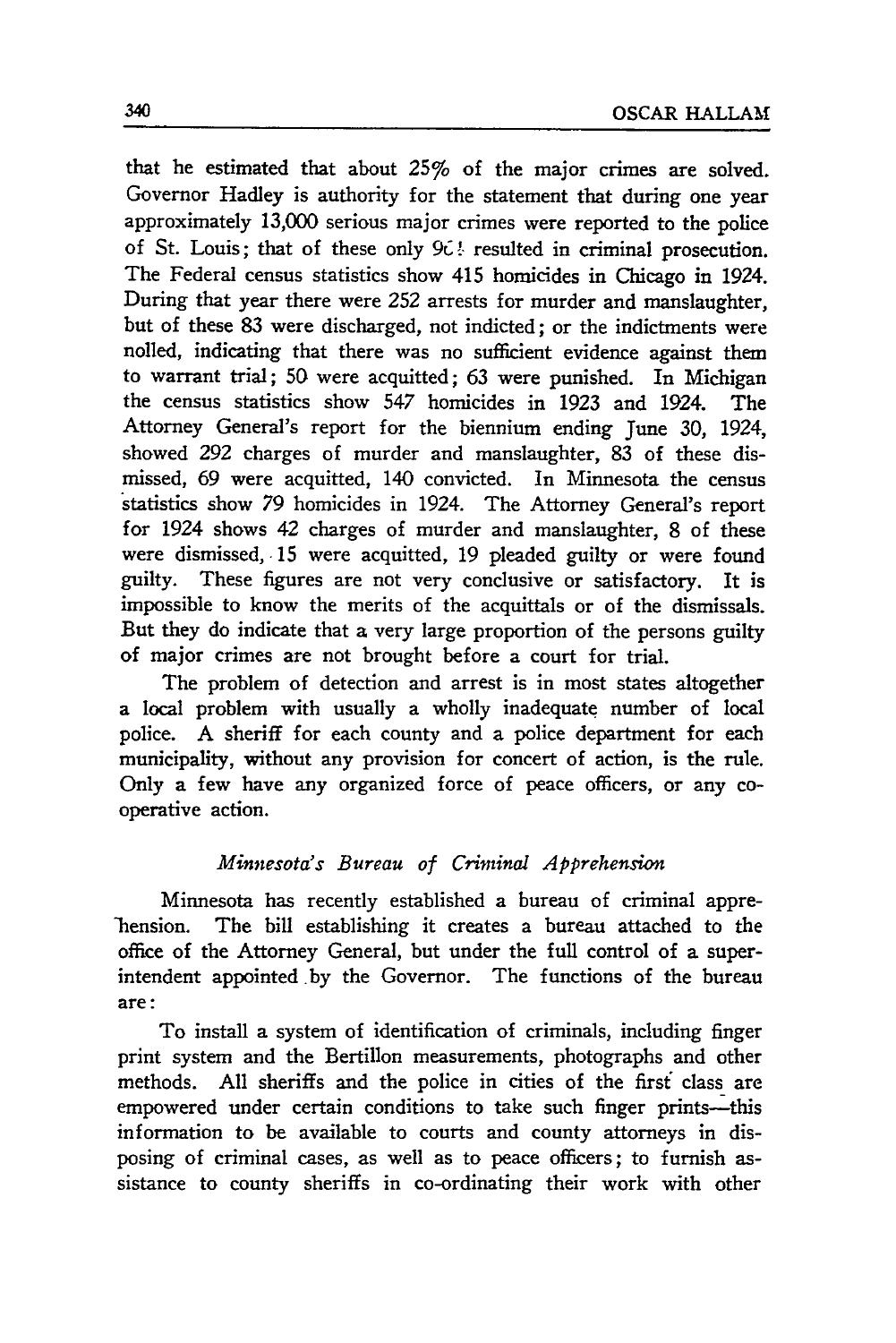that he estimated that about 25% of the major crimes are solved. Governor Hadley is authority for the statement that during one year approximately 13,000 serious major crimes were reported to the police of St. Louis; that of these only 9C! resulted in criminal prosecution. The Federal census statistics show 415 homicides in Chicago in 1924. During that year there were 252 arrests for murder and manslaughter, but of these 83 were discharged, not indicted; or the indictments were nolled, indicating that there was no sufficient evidence against them to warrant trial; 50 were acquitted; 63 were punished. In Michigan the census statistics show 547 homicides in 1923 and 1924. The Attorney General's report for the biennium ending June 30, 1924, showed 292 charges of murder and manslaughter, 83 of these dismissed, 69 were acquitted, 140 convicted. In Minnesota the census statistics show 79 homicides in 1924. The Attorney General's report for 1924 shows 42 charges of murder and manslaughter, 8 of these were dismissed, 15 were acquitted, 19 pleaded guilty or were found guilty. These figures are not very conclusive or satisfactory. It is impossible to know the merits of the acquittals or of the dismissals. But they do indicate that a very large proportion of the persons guilty of major crimes are not brought before a court for trial.

The problem of detection and arrest is in most states altogether a local problem with usually a wholly inadequate number of local police. A sheriff for each county and a police department for each municipality, without any provision for concert of action, is the rule. Only a few have any organized force of peace officers, or any co-operative action.

### *Minnesota's Bureau of Criminal Apprehension*

Minnesota has recently established a bureau of criminal apprehension. The bill establishing it creates a bureau attached to the office of the Attorney General, but under the full control of a superintendent appointed by the Governor. The functions of the bureau are:

To install a system of identification of criminals, including finger print system and the Bertillon measurements, photographs and other methods. All sheriffs and the police in cities of the first class are empowered under certain conditions to take such finger prints—this information to be available to courts and county attorneys in disposing of criminal cases, as well as to peace officers; to furnish assistance to county sheriffs in co-ordinating their work with other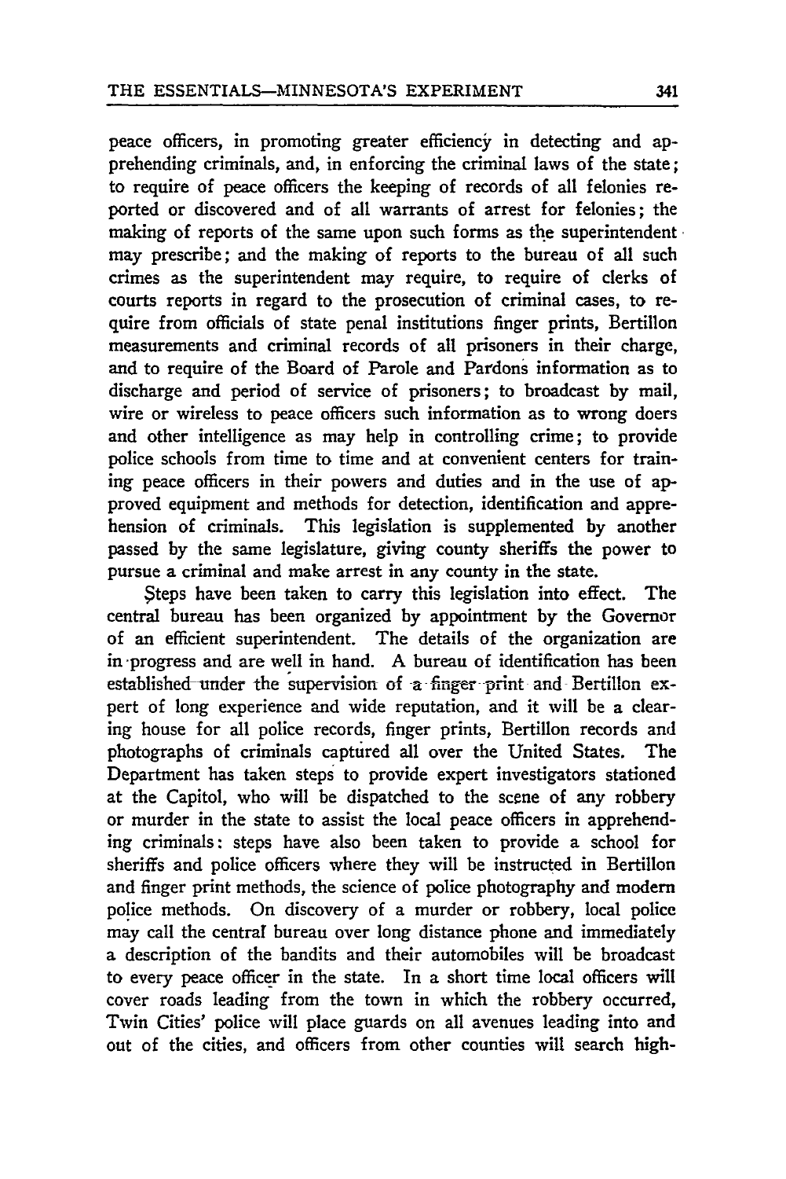peace officers, in promoting greater efficiency in detecting and apprehending criminals, and, in enforcing the criminal laws of the state; to require of peace officers the keeping of records of all felonies reported or discovered and of all warrants of arrest for felonies; the making of reports of the same upon such forms as the superintendent may prescribe; and the making of reports to the bureau of all such crimes as the superintendent may require, to require of clerks of courts reports in regard to the prosecution of criminal cases, to require from officials of state penal institutions finger prints, Bertillon measurements and criminal records of all prisoners in their charge, and to require of the Board of Parole and Pardons information as to discharge and period of service of prisoners; to broadcast by mail, wire or wireless to peace officers such information as to wrong doers and other intelligence as may help in controlling crime; to provide police schools from time to time and at convenient centers for training peace officers in their powers and duties and in the use of approved equipment and methods for detection, identification and apprehension of criminals. This legislation is supplemented by another passed by the same legislature, giving county sheriffs the power to pursue a criminal and make arrest in any county in the state.

Steps have been taken to carry this legislation into effect. The central bureau has been organized by appointment by the Governor of an efficient superintendent. The details of the organization are in progress and are well in hand. A bureau of identification has been established under the supervision of a finger print and Bertillon expert of long experience and wide reputation, and it will be a clearing house for all police records, finger prints, Bertillon records and photographs of criminals captured all over the United States. The Department has taken steps to provide expert investigators stationed at the Capitol, who will be dispatched to the scene of any robbery or murder in the state to assist the local peace officers in apprehending criminals: steps have also been taken to provide a school for sheriffs and police officers where they will be instructed in Bertillon and finger print methods, the science of police photography and modern police methods. On discovery of a murder or robbery, local police may call the central bureau over long distance phone and immediately a description of the bandits and their automobiles will be broadcast to every peace officer in the state. In a short time local officers will cover roads leading from the town in which the robbery occurred, Twin Cities' police will place guards on all avenues leading into and out of the cities, and officers from other counties will search high-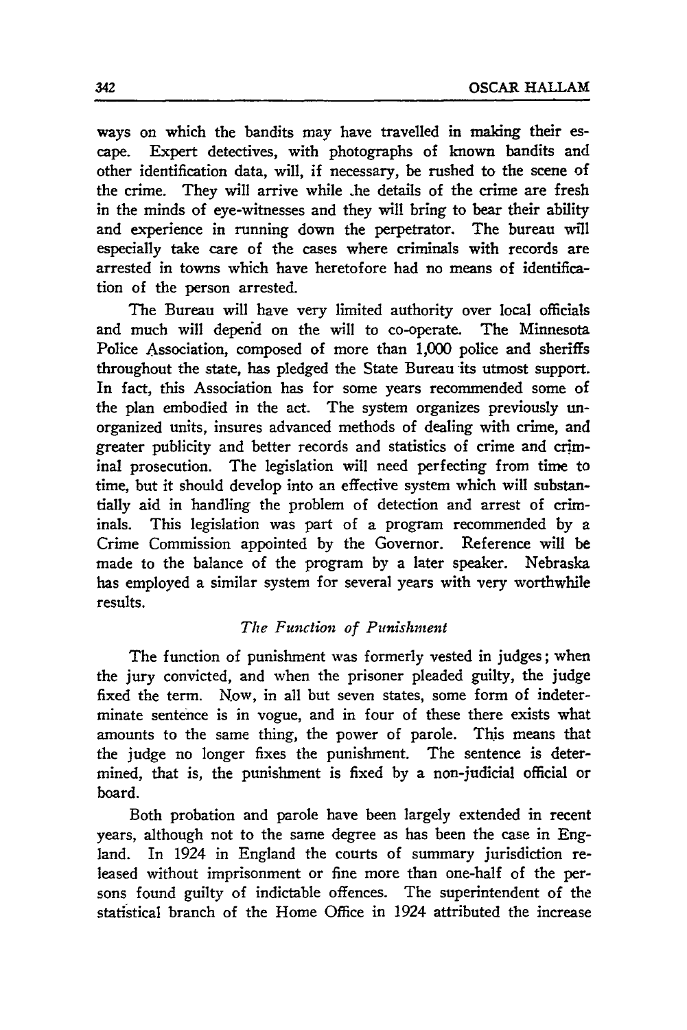ways on which the bandits may have travelled in making their escape. Expert detectives, with photographs of known bandits and other identification data, will, if necessary, be rushed to the scene of the crime. They will arrive while the details of the crime are fresh in the minds of eye-witnesses and they will bring to bear their ability and experience in running down the perpetrator. The bureau will especially take care of the cases where criminals with records are arrested in towns which have heretofore had no means of identification of the person arrested.

The Bureau will have very limited authority over local officials and much will depend on the will to co-operate. The Minnesota Police Association, composed of more than 1,000 police and sheriffs throughout the state, has pledged the State Bureau its utmost support. In fact, this Association has for some years recommended some of the plan embodied in the act. The system organizes previously unorganized units, insures advanced methods of dealing with crime, and greater publicity and better records and statistics of crime and criminal prosecution. The legislation will need perfecting from time to time, but it should develop into an effective system which will substantially aid in handling the problem of detection and arrest of criminals. This legislation was part of a program recommended by a Crime Commission appointed by the Governor. Reference will be made to the balance of the program by a later speaker. Nebraska has employed a similar system for several years with very worthwhile results.

*The Function of Punishment*

The function of punishment was formerly vested in judges; when the jury convicted, and when the prisoner pleaded guilty, the judge fixed the term. Now, in all but seven states, some form of indeterminate sentence is in vogue, and in four of these there exists what amounts to the same thing, the power of parole. This means that the judge no longer fixes the punishment. The sentence is determined, that is, the punishment is fixed by a non-judicial official or board.

Both probation and parole have been largely extended in recent years, although not to the same degree as has been the case in England. In 1924 in England the courts of summary jurisdiction released without imprisonment or fine more than one-half of the persons found guilty of indictable offences. The superintendent of the statistical branch of the Home Office in 1924 attributed the increase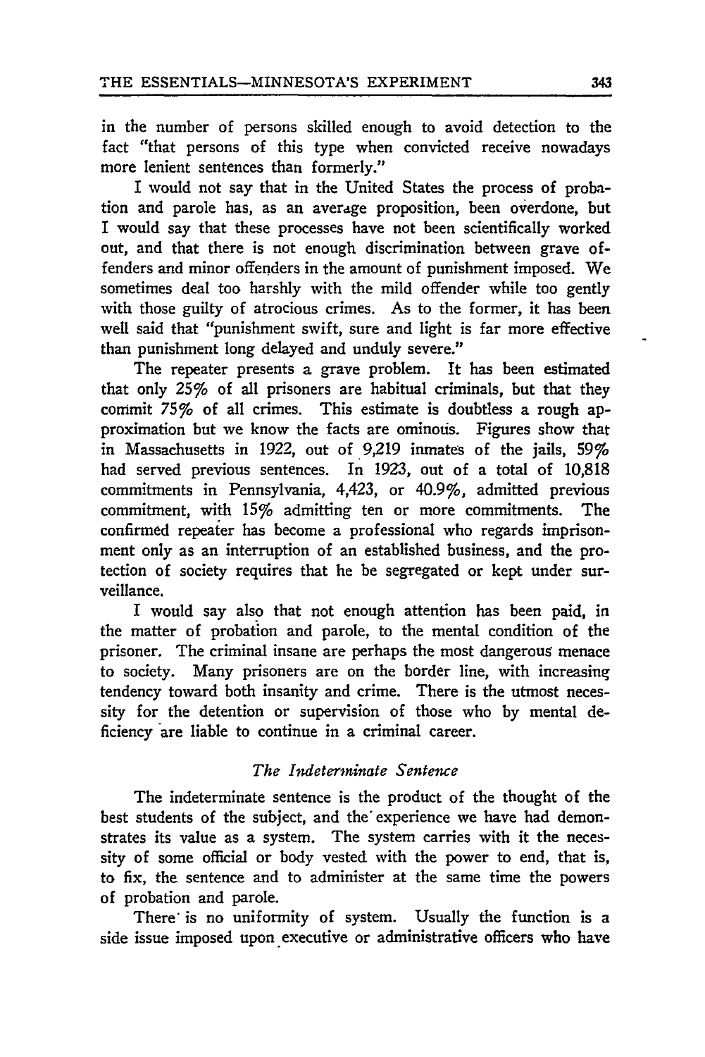in the number of persons skilled enough to avoid detection to the fact "that persons of this type when convicted receive nowadays more lenient sentences than formerly."

I would not say that in the United States the process of probation and parole has, as an average proposition, been overdone, but I would say that these processes have not been scientifically worked out, and that there is not enough discrimination between grave offenders and minor offenders in the amount of punishment imposed. We sometimes deal too harshly with the mild offender while too gently with those guilty of atrocious crimes. As to the former, it has been well said that "punishment swift, sure and light is far more effective than punishment long delayed and unduly severe."

The repeater presents a grave problem. It has been estimated that only 25% of all prisoners are habitual criminals, but that they commit 75% of all crimes. This estimate is doubtless a rough approximation but we know the facts are ominous. Figures show that in Massachusetts in 1922, out of 9,219 inmates of the jails, 59% had served previous sentences. In 1923, out of a total of 10,818 commitments in Pennsylvania, 4,423, or 40.9%, admitted previous commitment, with 15% admitting ten or more commitments. The confirmed repeater has become a professional who regards imprisonment only as an interruption of an established business, and the protection of society requires that he be segregated or kept under surveillance.

I would say also that not enough attention has been paid, in the matter of probation and parole, to the mental condition of the prisoner. The criminal insane are perhaps the most dangerous menace to society. Many prisoners are on the border line, with increasing tendency toward both insanity and crime. There is the utmost necessity for the detention or supervision of those who by mental deficiency are liable to continue in a criminal career.

### *The Indeterminate Sentence*

The indeterminate sentence is the product of the thought of the best students of the subject, and the experience we have had demonstrates its value as a system. The system carries with it the necessity of some official or body vested with the power to end, that is, to fix, the sentence and to administer at the same time the powers of probation and parole.

There is no uniformity of system. Usually the function is a side issue imposed upon executive or administrative officers who have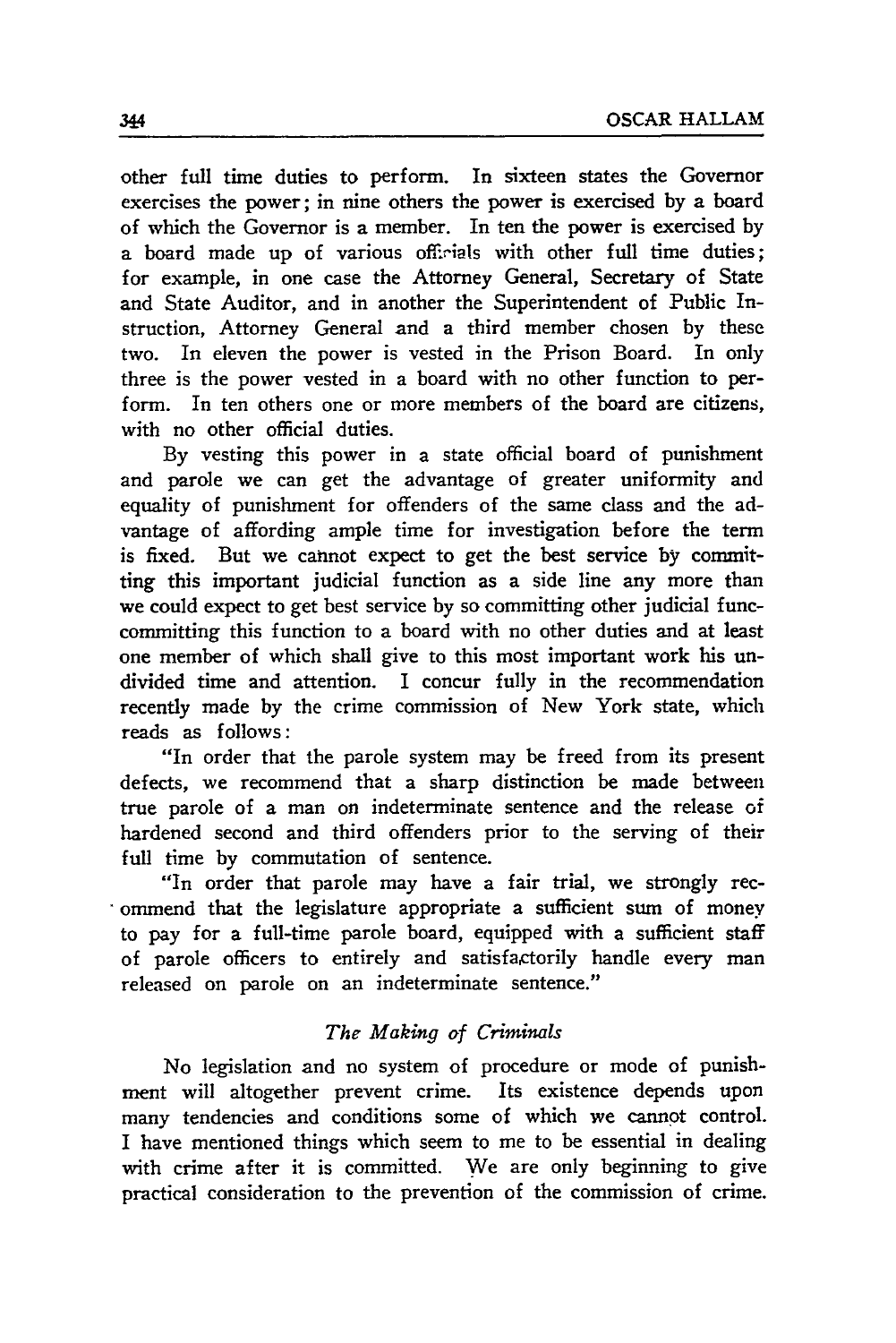other full time duties to perform. In sixteen states the Governor exercises the power; in nine others the power is exercised by a board of which the Governor is a member. In ten the power is exercised by a board made up of various officials with other full time duties; for example, in one case the Attorney General, Secretary of State and State Auditor, and in another the Superintendent of Public Instruction, Attorney General and a third member chosen by these two. In eleven the power is vested in the Prison Board. In only three is the power vested in a board with no other function to perform. In ten others one or more members of the board are citizens, with no other official duties.

By vesting this power in a state official board of punishment and parole we can get the advantage of greater uniformity and equality of punishment for offenders of the same class and the advantage of affording ample time for investigation before the term is fixed. But we cannot expect to get the best service by committing this important judicial function as a side line any more than we could expect to get best service by so committing other judicial func-committing this function to a board with no other duties and at least one member of which shall give to this most important work his undivided time and attention. I concur fully in the recommendation recently made by the crime commission of New York state, which reads as follows:

"In order that the parole system may be freed from its present defects, we recommend that a sharp distinction be made between true parole of a man on indeterminate sentence and the release of hardened second and third offenders prior to the serving of their full time by commutation of sentence.

"In order that parole may have a fair trial, we strongly recommend that the legislature appropriate a sufficient sum of money to pay for a full-time parole board, equipped with a sufficient staff of parole officers to entirely and satisfactorily handle every man released on parole on an indeterminate sentence."

### *The Making of Criminals*

No legislation and no system of procedure or mode of punishment will altogether prevent crime. Its existence depends upon many tendencies and conditions some of which we cannot control. I have mentioned things which seem to me to be essential in dealing with crime after it is committed. We are only beginning to give practical consideration to the prevention of the commission of crime.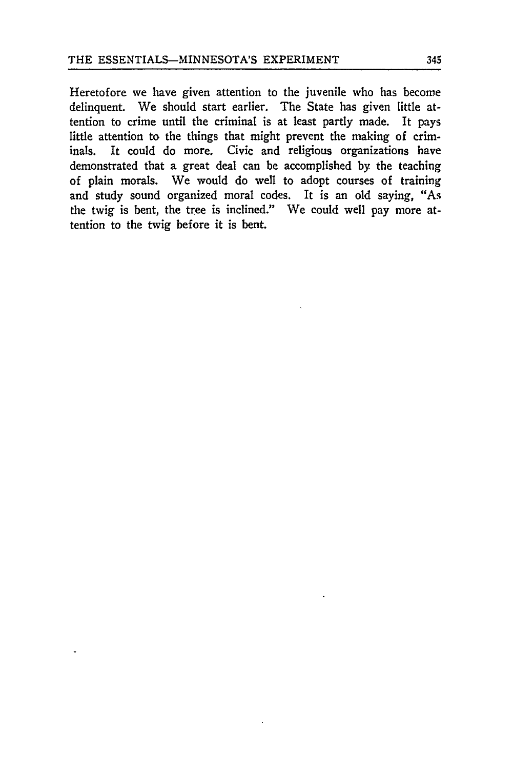Heretofore we have given attention to the juvenile who has become delinquent. We should start earlier. The State has given little attention to crime until the criminal is at least partly made. It pays little attention to the things that might prevent the making of criminals. It could do more. Civic and religious organizations have demonstrated that a great deal can be accomplished by the teaching of plain morals. We would do well to adopt courses of training and study sound organized moral codes. It is an old saying, "As the twig is bent, the tree is inclined." We could well pay more attention to the twig before it is bent.